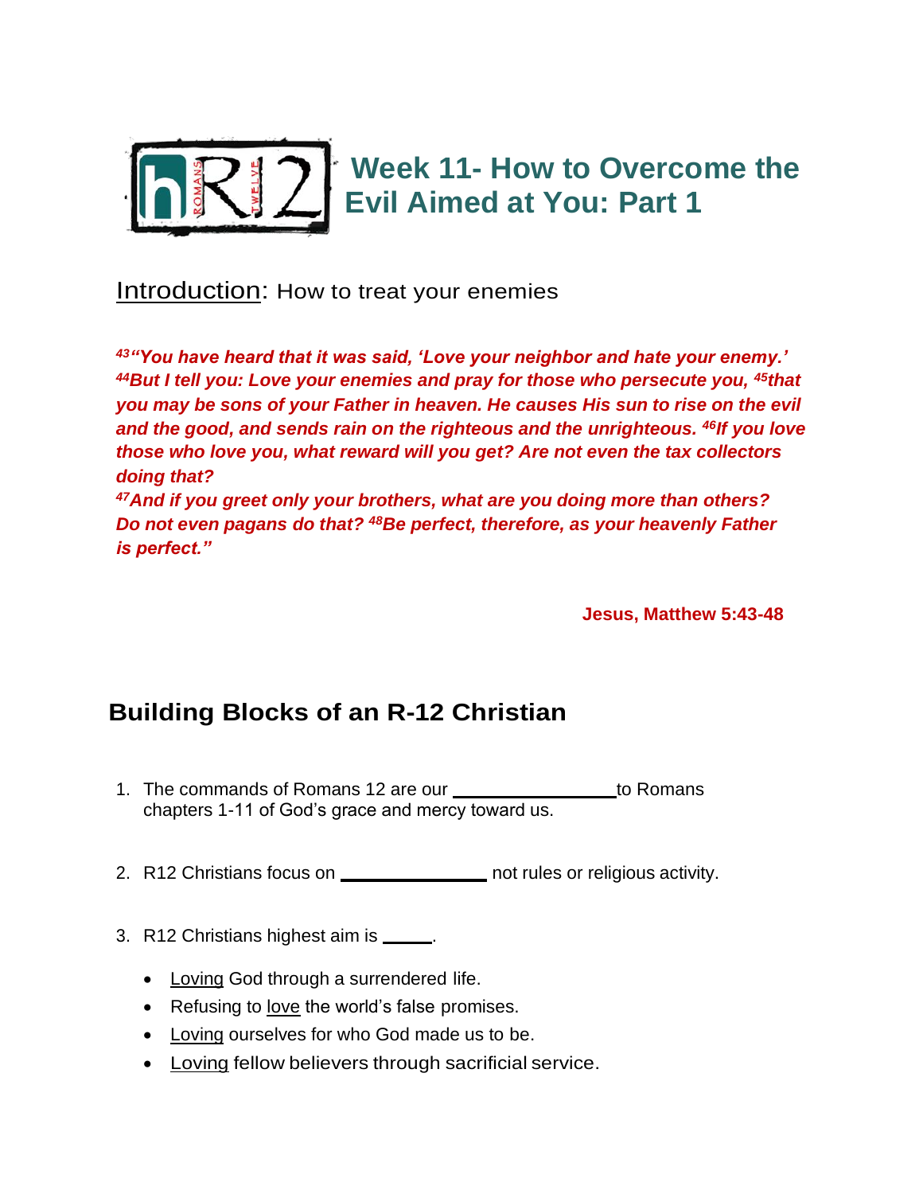# Week 11- How to Overcome the Evil Aimed at You: Part 1

Introduction: How to treat your enemies

***[43]"You have heard that it was said, 'Love your neighbor and hate your enemy.' [44]But I tell you: Love your enemies and pray for those who persecute you, [45]that you may be sons of your Father in heaven. He causes His sun to rise on the evil and the good, and sends rain on the righteous and the unrighteous. [46]If you love those who love you, what reward will you get? Are not even the tax collectors doing that?***
***[47]And if you greet only your brothers, what are you doing more than others? Do not even pagans do that? [48]Be perfect, therefore, as your heavenly Father is perfect."***

**Jesus, Matthew 5:43-48**

## Building Blocks of an R-12 Christian

1. The commands of Romans 12 are our ________________ to Romans chapters 1-11 of God's grace and mercy toward us.

2. R12 Christians focus on ______________ not rules or religious activity.

3. R12 Christians highest aim is _____.
   - Loving God through a surrendered life.
   - Refusing to love the world's false promises.
   - Loving ourselves for who God made us to be.
   - Loving fellow believers through sacrificial service.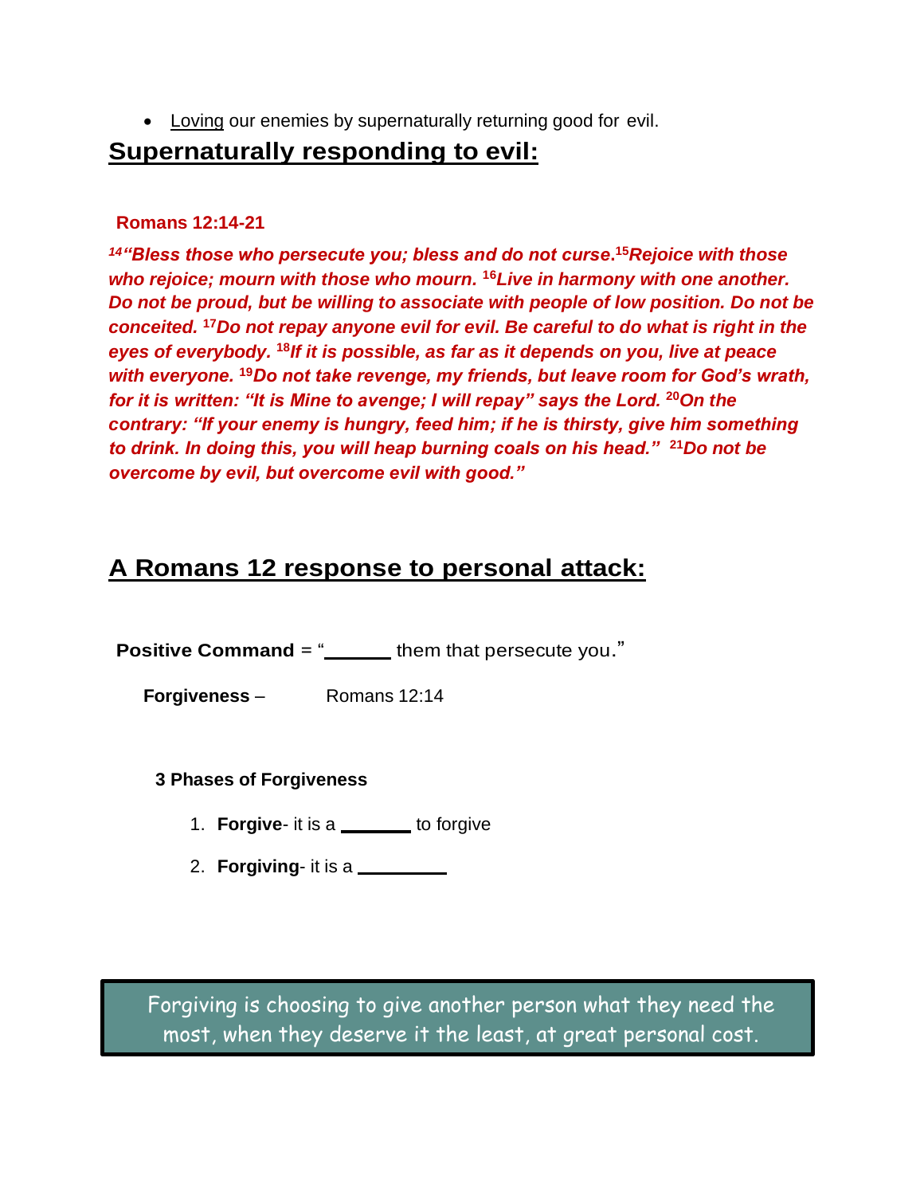- <u>Loving</u> our enemies by supernaturally returning good for evil.

## <u>Supernaturally responding to evil:</u>

**Romans 12:14-21**

***[14]"Bless those who persecute you; bless and do not curse.[15]Rejoice with those who rejoice; mourn with those who mourn. [16]Live in harmony with one another. Do not be proud, but be willing to associate with people of low position. Do not be conceited. [17]Do not repay anyone evil for evil. Be careful to do what is right in the eyes of everybody. [18]If it is possible, as far as it depends on you, live at peace with everyone. [19]Do not take revenge, my friends, but leave room for God's wrath, for it is written: "It is Mine to avenge; I will repay" says the Lord. [20]On the contrary: "If your enemy is hungry, feed him; if he is thirsty, give him something to drink. In doing this, you will heap burning coals on his head." [21]Do not be overcome by evil, but overcome evil with good."***

## <u>A Romans 12 response to personal attack:</u>

**Positive Command** = "______ them that persecute you."

**Forgiveness** – Romans 12:14

**3 Phases of Forgiveness**

1. **Forgive**- it is a _______ to forgive
2. **Forgiving**- it is a _________

> Forgiving is choosing to give another person what they need the most, when they deserve it the least, at great personal cost.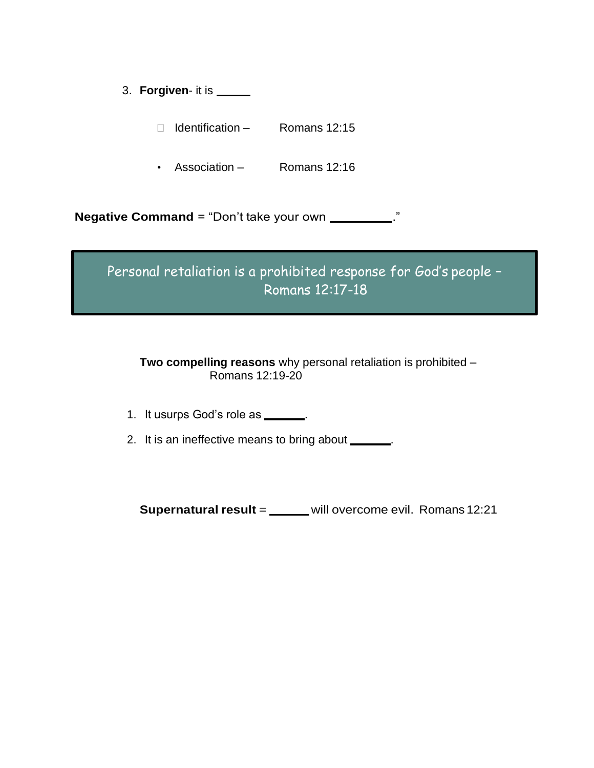3. **Forgiven**- it is _____

   - Identification – Romans 12:15
   - Association – Romans 12:16

**Negative Command** = "Don't take your own _________."

Personal retaliation is a prohibited response for God's people – Romans 12:17-18

**Two compelling reasons** why personal retaliation is prohibited – Romans 12:19-20

1. It usurps God's role as ______.
2. It is an ineffective means to bring about ______.

**Supernatural result** = _____ will overcome evil. Romans 12:21